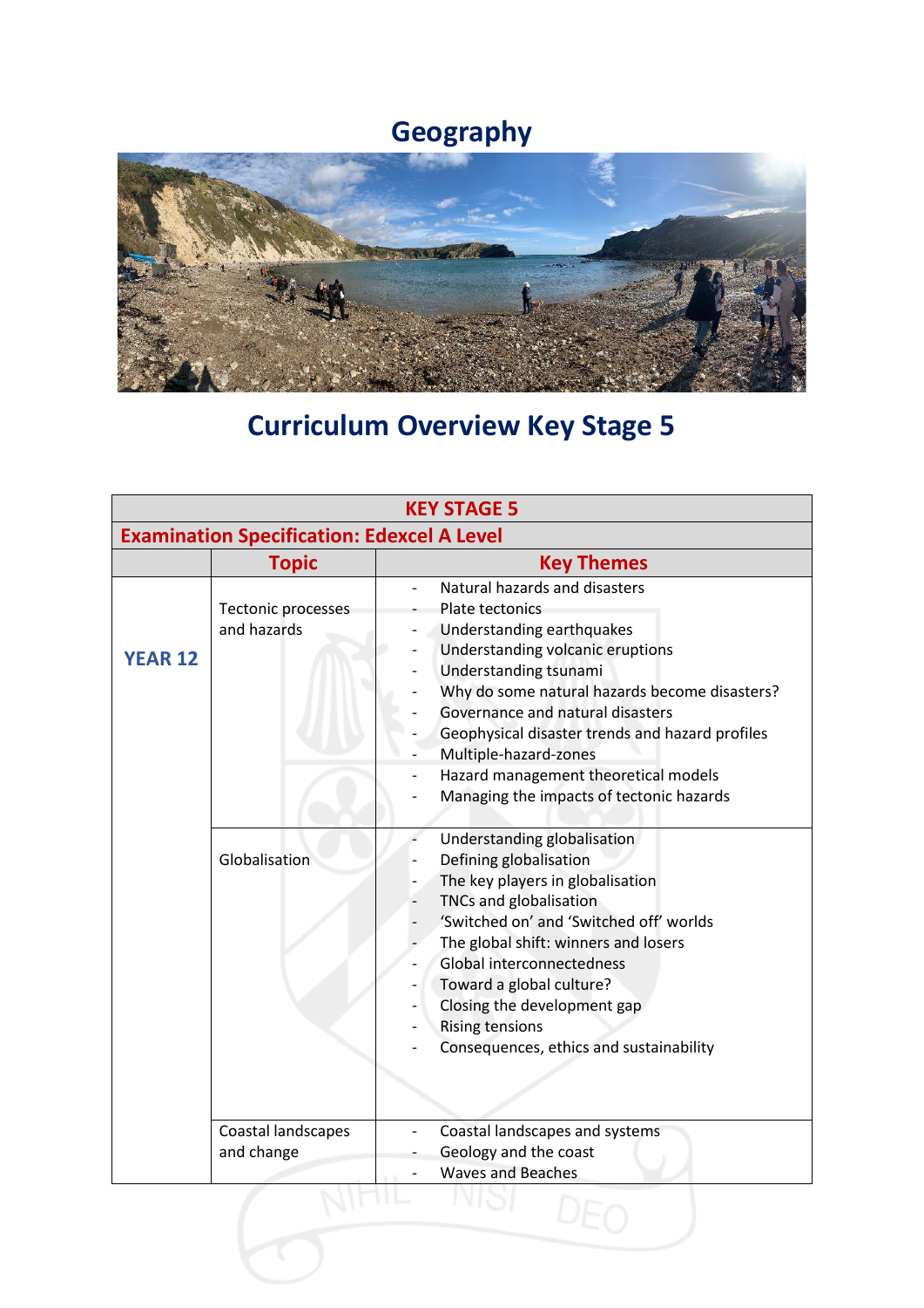# Geography

## Curriculum Overview Key Stage 5

| KEY STAGE 5 | | |
|---|---|---|
| **Examination Specification: Edexcel A Level** | | |
| | **Topic** | **Key Themes** |
| **YEAR 12** | Tectonic processes and hazards | - Natural hazards and disasters<br>- Plate tectonics<br>- Understanding earthquakes<br>- Understanding volcanic eruptions<br>- Understanding tsunami<br>- Why do some natural hazards become disasters?<br>- Governance and natural disasters<br>- Geophysical disaster trends and hazard profiles<br>- Multiple-hazard-zones<br>- Hazard management theoretical models<br>- Managing the impacts of tectonic hazards |
| | Globalisation | - Understanding globalisation<br>- Defining globalisation<br>- The key players in globalisation<br>- TNCs and globalisation<br>- 'Switched on' and 'Switched off' worlds<br>- The global shift: winners and losers<br>- Global interconnectedness<br>- Toward a global culture?<br>- Closing the development gap<br>- Rising tensions<br>- Consequences, ethics and sustainability |
| | Coastal landscapes and change | - Coastal landscapes and systems<br>- Geology and the coast<br>- Waves and Beaches |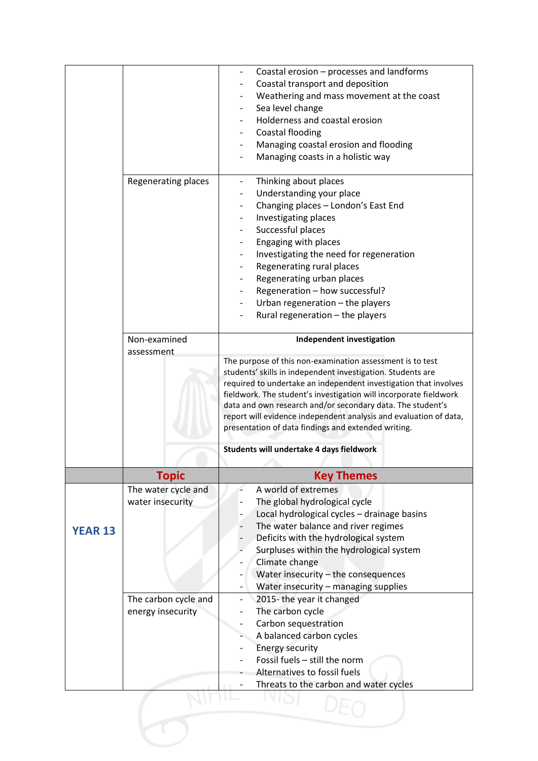| | | |
|---|---|---|
| | | - Coastal erosion – processes and landforms<br>- Coastal transport and deposition<br>- Weathering and mass movement at the coast<br>- Sea level change<br>- Holderness and coastal erosion<br>- Coastal flooding<br>- Managing coastal erosion and flooding<br>- Managing coasts in a holistic way |
| | Regenerating places | - Thinking about places<br>- Understanding your place<br>- Changing places – London's East End<br>- Investigating places<br>- Successful places<br>- Engaging with places<br>- Investigating the need for regeneration<br>- Regenerating rural places<br>- Regenerating urban places<br>- Regeneration – how successful?<br>- Urban regeneration – the players<br>- Rural regeneration – the players |
| | Non-examined assessment | **Independent investigation**<br><br>The purpose of this non-examination assessment is to test students' skills in independent investigation. Students are required to undertake an independent investigation that involves fieldwork. The student's investigation will incorporate fieldwork data and own research and/or secondary data. The student's report will evidence independent analysis and evaluation of data, presentation of data findings and extended writing.<br><br>**Students will undertake 4 days fieldwork** |
| | **Topic** | **Key Themes** |
| **YEAR 13** | The water cycle and water insecurity | - A world of extremes<br>- The global hydrological cycle<br>- Local hydrological cycles – drainage basins<br>- The water balance and river regimes<br>- Deficits with the hydrological system<br>- Surpluses within the hydrological system<br>- Climate change<br>- Water insecurity – the consequences<br>- Water insecurity – managing supplies |
| | The carbon cycle and energy insecurity | - 2015- the year it changed<br>- The carbon cycle<br>- Carbon sequestration<br>- A balanced carbon cycles<br>- Energy security<br>- Fossil fuels – still the norm<br>- Alternatives to fossil fuels<br>- Threats to the carbon and water cycles |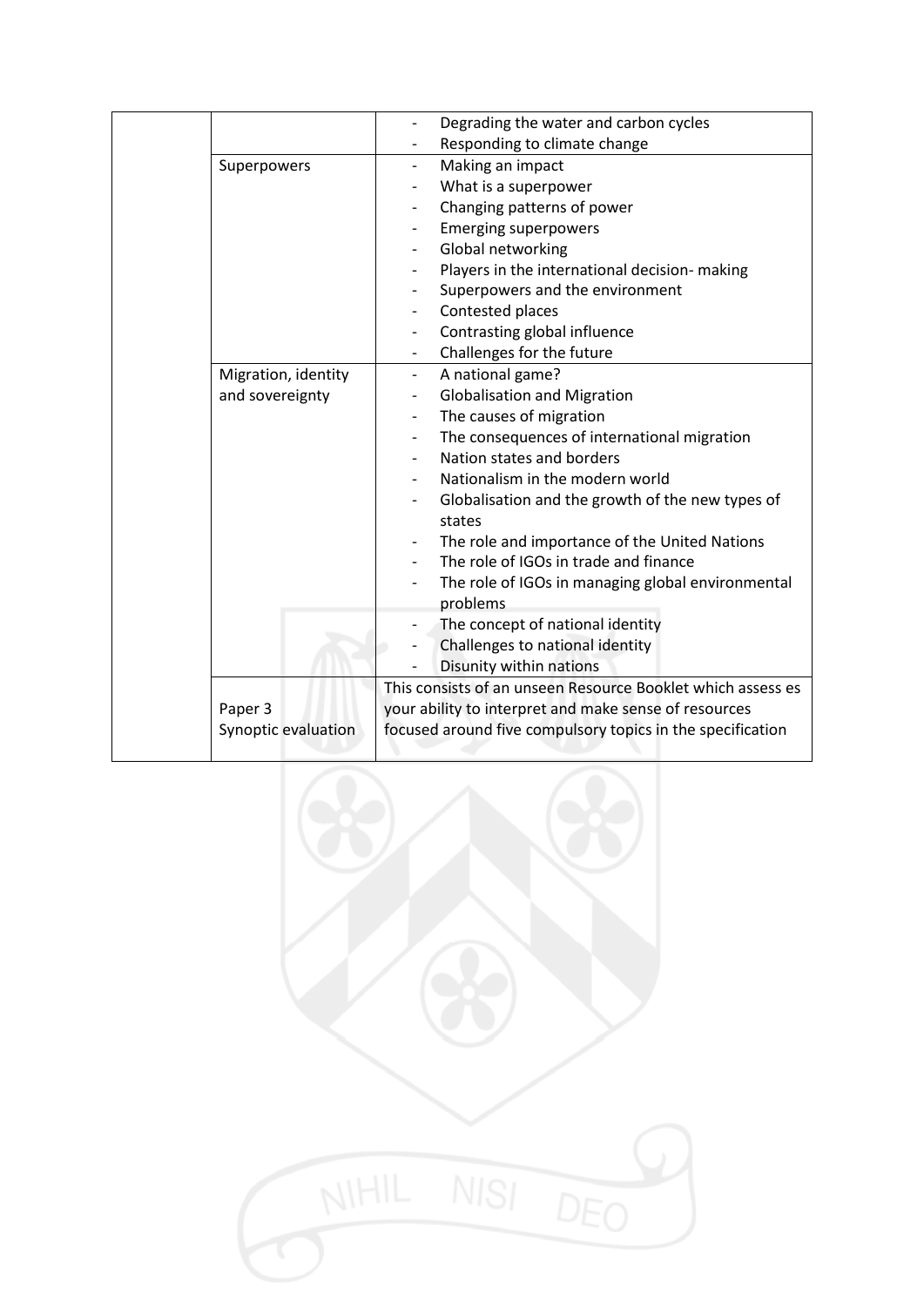| | | |
|---|---|---|
| | | - Degrading the water and carbon cycles<br>- Responding to climate change |
| | Superpowers | - Making an impact<br>- What is a superpower<br>- Changing patterns of power<br>- Emerging superpowers<br>- Global networking<br>- Players in the international decision- making<br>- Superpowers and the environment<br>- Contested places<br>- Contrasting global influence<br>- Challenges for the future |
| | Migration, identity and sovereignty | - A national game?<br>- Globalisation and Migration<br>- The causes of migration<br>- The consequences of international migration<br>- Nation states and borders<br>- Nationalism in the modern world<br>- Globalisation and the growth of the new types of states<br>- The role and importance of the United Nations<br>- The role of IGOs in trade and finance<br>- The role of IGOs in managing global environmental problems<br>- The concept of national identity<br>- Challenges to national identity<br>- Disunity within nations |
| | Paper 3<br>Synoptic evaluation | This consists of an unseen Resource Booklet which assess es your ability to interpret and make sense of resources focused around five compulsory topics in the specification |